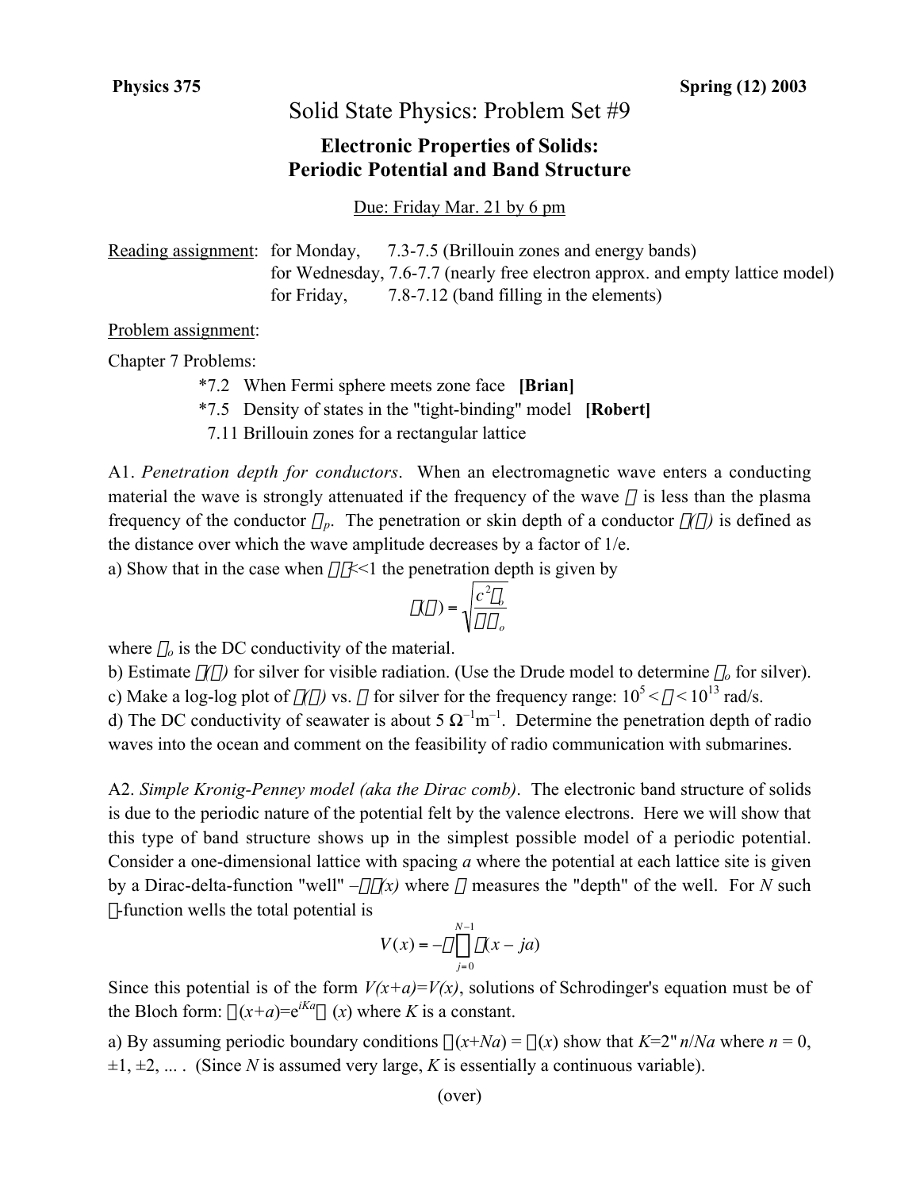**Physics 375** **Spring (12) 2003**

# Solid State Physics: Problem Set #9

## Electronic Properties of Solids: Periodic Potential and Band Structure

Due: Friday Mar. 21 by 6 pm

Reading assignment: for Monday, 7.3-7.5 (Brillouin zones and energy bands)
for Wednesday, 7.6-7.7 (nearly free electron approx. and empty lattice model)
for Friday, 7.8-7.12 (band filling in the elements)

Problem assignment:

Chapter 7 Problems:

- *7.2 When Fermi sphere meets zone face **[Brian]**
- *7.5 Density of states in the "tight-binding" model **[Robert]**
- 7.11 Brillouin zones for a rectangular lattice

A1. *Penetration depth for conductors*. When an electromagnetic wave enters a conducting material the wave is strongly attenuated if the frequency of the wave $\omega$ is less than the plasma frequency of the conductor $\omega_p$. The penetration or skin depth of a conductor $\delta(\omega)$ is defined as the distance over which the wave amplitude decreases by a factor of 1/e.

a) Show that in the case when $\omega\tau$<<1 the penetration depth is given by

$$\delta(\omega) = \sqrt{\frac{c^2\varepsilon_o}{\pi\omega\sigma_o}}$$

where $\sigma_o$ is the DC conductivity of the material.

b) Estimate $\delta(\omega)$ for silver for visible radiation. (Use the Drude model to determine $\sigma_o$ for silver).

c) Make a log-log plot of $\delta(\omega)$ vs. $\omega$ for silver for the frequency range: $10^5 < \omega < 10^{13}$ rad/s.

d) The DC conductivity of seawater is about 5 $\Omega^{-1}$m$^{-1}$. Determine the penetration depth of radio waves into the ocean and comment on the feasibility of radio communication with submarines.

A2. *Simple Kronig-Penney model (aka the Dirac comb)*. The electronic band structure of solids is due to the periodic nature of the potential felt by the valence electrons. Here we will show that this type of band structure shows up in the simplest possible model of a periodic potential. Consider a one-dimensional lattice with spacing *a* where the potential at each lattice site is given by a Dirac-delta-function "well" $-\alpha\delta(x)$ where $\alpha$ measures the "depth" of the well. For *N* such $\delta$-function wells the total potential is

$$V(x) = -\alpha\sum_{j=0}^{N-1}\delta(x - ja)$$

Since this potential is of the form $V(x+a)=V(x)$, solutions of Schrodinger's equation must be of the Bloch form: $\psi(x+a)=e^{iKa}\psi(x)$ where *K* is a constant.

a) By assuming periodic boundary conditions $\psi(x+Na) = \psi(x)$ show that $K=2\pi n/Na$ where $n$ = 0, ±1, ±2, ... . (Since *N* is assumed very large, *K* is essentially a continuous variable).

(over)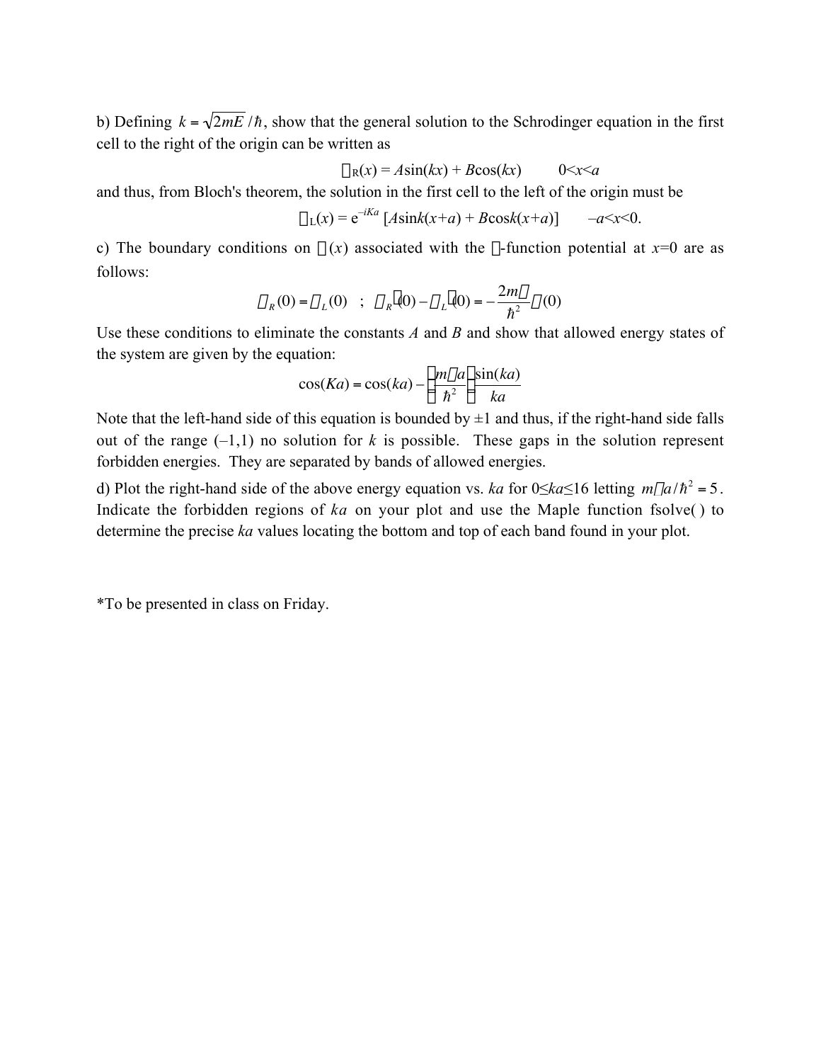b) Defining $k = \sqrt{2mE}/\hbar$, show that the general solution to the Schrodinger equation in the first cell to the right of the origin can be written as

$$\psi_R(x) = A\sin(kx) + B\cos(kx) \qquad 0<x<a$$

and thus, from Bloch's theorem, the solution in the first cell to the left of the origin must be

$$\psi_L(x) = e^{-iKa}\left[A\sin k(x+a) + B\cos k(x+a)\right] \qquad -a<x<0.$$

c) The boundary conditions on $\psi(x)$ associated with the $\delta$-function potential at $x$=0 are as follows:

$$\psi_R(0) = \psi_L(0) \quad ; \quad \psi_R'(0) - \psi_L'(0) = -\frac{2m\alpha}{\hbar^2}\psi(0)$$

Use these conditions to eliminate the constants $A$ and $B$ and show that allowed energy states of the system are given by the equation:

$$\cos(Ka) = \cos(ka) - \left(\frac{m\alpha a}{\hbar^2}\right)\frac{\sin(ka)}{ka}$$

Note that the left-hand side of this equation is bounded by ±1 and thus, if the right-hand side falls out of the range (–1,1) no solution for $k$ is possible. These gaps in the solution represent forbidden energies. They are separated by bands of allowed energies.

d) Plot the right-hand side of the above energy equation vs. $ka$ for $0 \le ka \le 16$ letting $m\alpha a/\hbar^2 = 5$. Indicate the forbidden regions of $ka$ on your plot and use the Maple function fsolve( ) to determine the precise $ka$ values locating the bottom and top of each band found in your plot.

*To be presented in class on Friday.